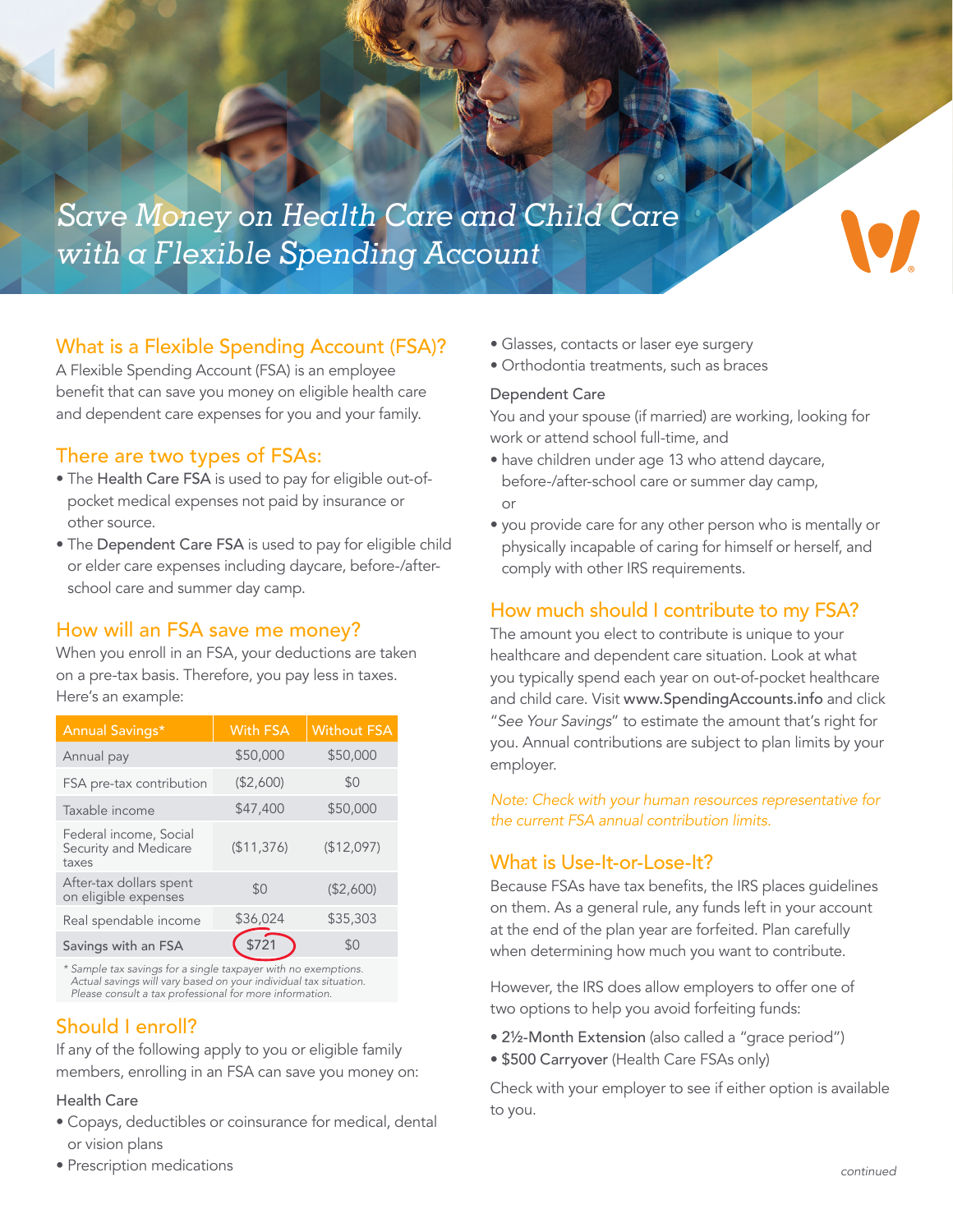# Save Money on Health Care and Child Care with a Flexible Spending Account

## What is a Flexible Spending Account (FSA)?

A Flexible Spending Account (FSA) is an employee benefit that can save you money on eligible health care and dependent care expenses for you and your family.

## There are two types of FSAs:

- The **Health Care FSA** is used to pay for eligible out-of-pocket medical expenses not paid by insurance or other source.
- The **Dependent Care FSA** is used to pay for eligible child or elder care expenses including daycare, before-/after-school care and summer day camp.

## How will an FSA save me money?

When you enroll in an FSA, your deductions are taken on a pre-tax basis. Therefore, you pay less in taxes. Here's an example:

| Annual Savings* | With FSA | Without FSA |
|---|---|---|
| Annual pay | $50,000 | $50,000 |
| FSA pre-tax contribution | ($2,600) | $0 |
| Taxable income | $47,400 | $50,000 |
| Federal income, Social Security and Medicare taxes | ($11,376) | ($12,097) |
| After-tax dollars spent on eligible expenses | $0 | ($2,600) |
| Real spendable income | $36,024 | $35,303 |
| Savings with an FSA | $721 | $0 |

*\* Sample tax savings for a single taxpayer with no exemptions. Actual savings will vary based on your individual tax situation. Please consult a tax professional for more information.*

## Should I enroll?

If any of the following apply to you or eligible family members, enrolling in an FSA can save you money on:

### Health Care

- Copays, deductibles or coinsurance for medical, dental or vision plans
- Prescription medications
- Glasses, contacts or laser eye surgery
- Orthodontia treatments, such as braces

### Dependent Care

You and your spouse (if married) are working, looking for work or attend school full-time, and

- have children under age 13 who attend daycare, before-/after-school care or summer day camp, or
- you provide care for any other person who is mentally or physically incapable of caring for himself or herself, and comply with other IRS requirements.

## How much should I contribute to my FSA?

The amount you elect to contribute is unique to your healthcare and dependent care situation. Look at what you typically spend each year on out-of-pocket healthcare and child care. Visit **www.SpendingAccounts.info** and click "*See Your Savings*" to estimate the amount that's right for you. Annual contributions are subject to plan limits by your employer.

*Note: Check with your human resources representative for the current FSA annual contribution limits.*

## What is Use-It-or-Lose-It?

Because FSAs have tax benefits, the IRS places guidelines on them. As a general rule, any funds left in your account at the end of the plan year are forfeited. Plan carefully when determining how much you want to contribute.

However, the IRS does allow employers to offer one of two options to help you avoid forfeiting funds:

- **2½-Month Extension** (also called a "grace period")
- **$500 Carryover** (Health Care FSAs only)

Check with your employer to see if either option is available to you.

*continued*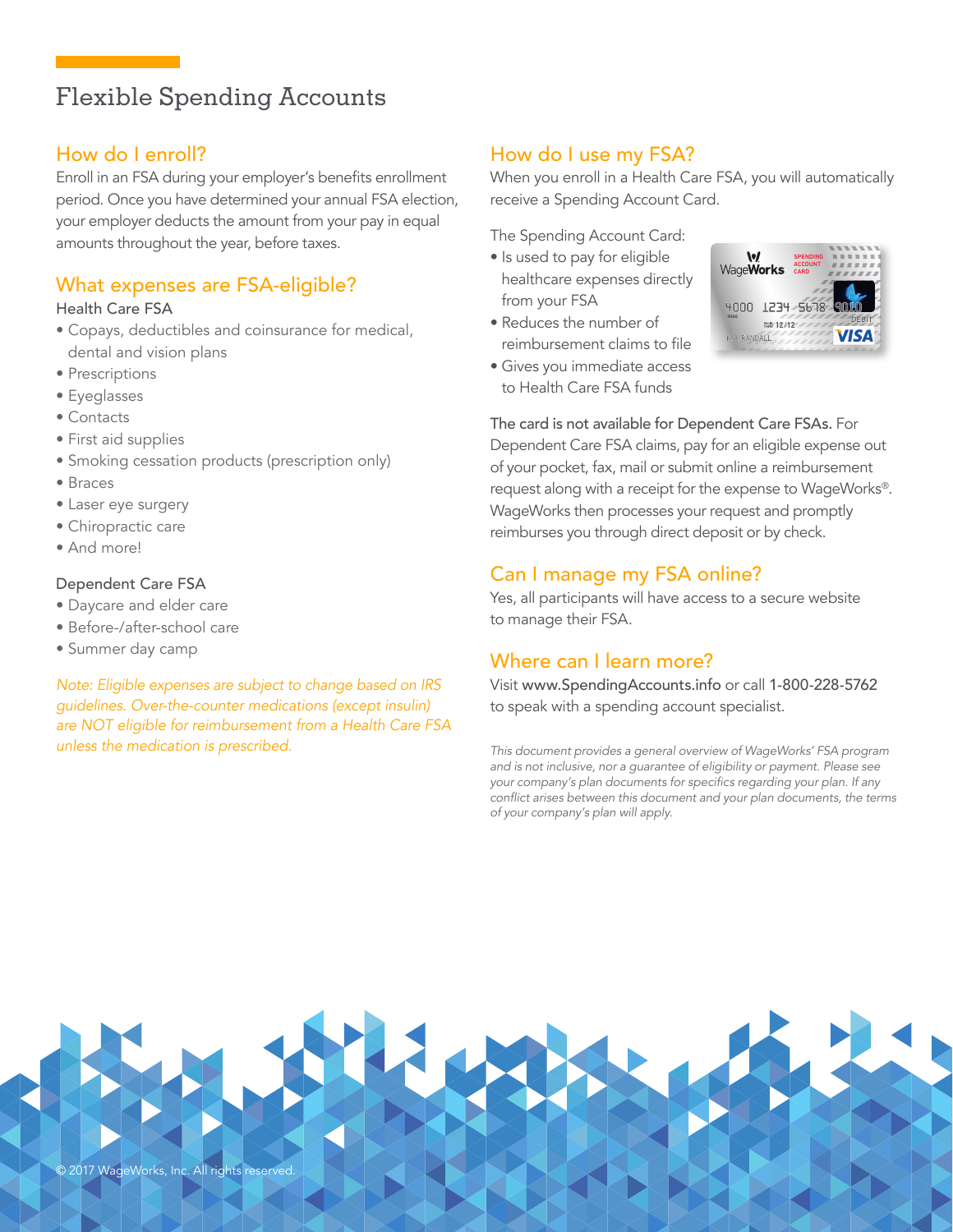# Flexible Spending Accounts

## How do I enroll?

Enroll in an FSA during your employer's benefits enrollment period. Once you have determined your annual FSA election, your employer deducts the amount from your pay in equal amounts throughout the year, before taxes.

## What expenses are FSA-eligible?

Health Care FSA

- Copays, deductibles and coinsurance for medical, dental and vision plans
- Prescriptions
- Eyeglasses
- Contacts
- First aid supplies
- Smoking cessation products (prescription only)
- Braces
- Laser eye surgery
- Chiropractic care
- And more!

Dependent Care FSA

- Daycare and elder care
- Before-/after-school care
- Summer day camp

*Note: Eligible expenses are subject to change based on IRS guidelines. Over-the-counter medications (except insulin) are NOT eligible for reimbursement from a Health Care FSA unless the medication is prescribed.*

## How do I use my FSA?

When you enroll in a Health Care FSA, you will automatically receive a Spending Account Card.

The Spending Account Card:

- Is used to pay for eligible healthcare expenses directly from your FSA
- Reduces the number of reimbursement claims to file
- Gives you immediate access to Health Care FSA funds

The card is not available for Dependent Care FSAs. For Dependent Care FSA claims, pay for an eligible expense out of your pocket, fax, mail or submit online a reimbursement request along with a receipt for the expense to WageWorks®. WageWorks then processes your request and promptly reimburses you through direct deposit or by check.

## Can I manage my FSA online?

Yes, all participants will have access to a secure website to manage their FSA.

## Where can I learn more?

Visit www.SpendingAccounts.info or call 1-800-228-5762 to speak with a spending account specialist.

*This document provides a general overview of WageWorks' FSA program and is not inclusive, nor a guarantee of eligibility or payment. Please see your company's plan documents for specifics regarding your plan. If any conflict arises between this document and your plan documents, the terms of your company's plan will apply.*

© 2017 WageWorks, Inc. All rights reserved.